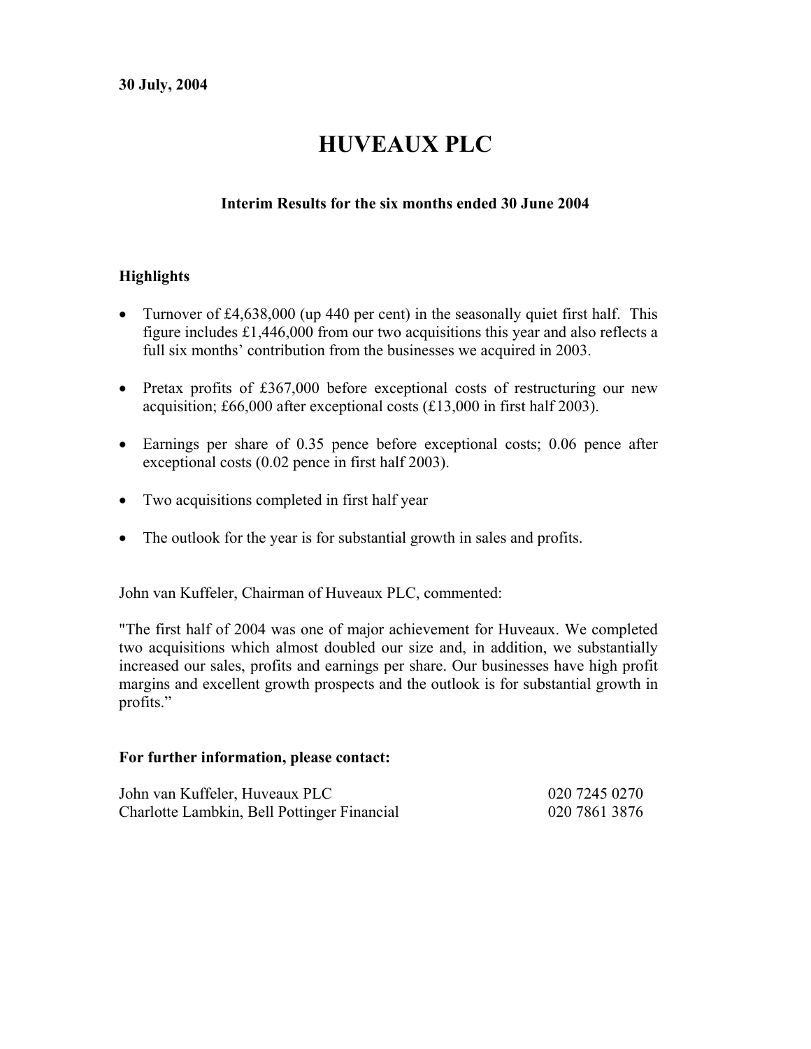**30 July, 2004**

# HUVEAUX PLC

### Interim Results for the six months ended 30 June 2004

## Highlights

- Turnover of £4,638,000 (up 440 per cent) in the seasonally quiet first half. This figure includes £1,446,000 from our two acquisitions this year and also reflects a full six months' contribution from the businesses we acquired in 2003.
- Pretax profits of £367,000 before exceptional costs of restructuring our new acquisition; £66,000 after exceptional costs (£13,000 in first half 2003).
- Earnings per share of 0.35 pence before exceptional costs; 0.06 pence after exceptional costs (0.02 pence in first half 2003).
- Two acquisitions completed in first half year
- The outlook for the year is for substantial growth in sales and profits.

John van Kuffeler, Chairman of Huveaux PLC, commented:

"The first half of 2004 was one of major achievement for Huveaux. We completed two acquisitions which almost doubled our size and, in addition, we substantially increased our sales, profits and earnings per share. Our businesses have high profit margins and excellent growth prospects and the outlook is for substantial growth in profits."

**For further information, please contact:**

| | |
|---|---|
| John van Kuffeler, Huveaux PLC | 020 7245 0270 |
| Charlotte Lambkin, Bell Pottinger Financial | 020 7861 3876 |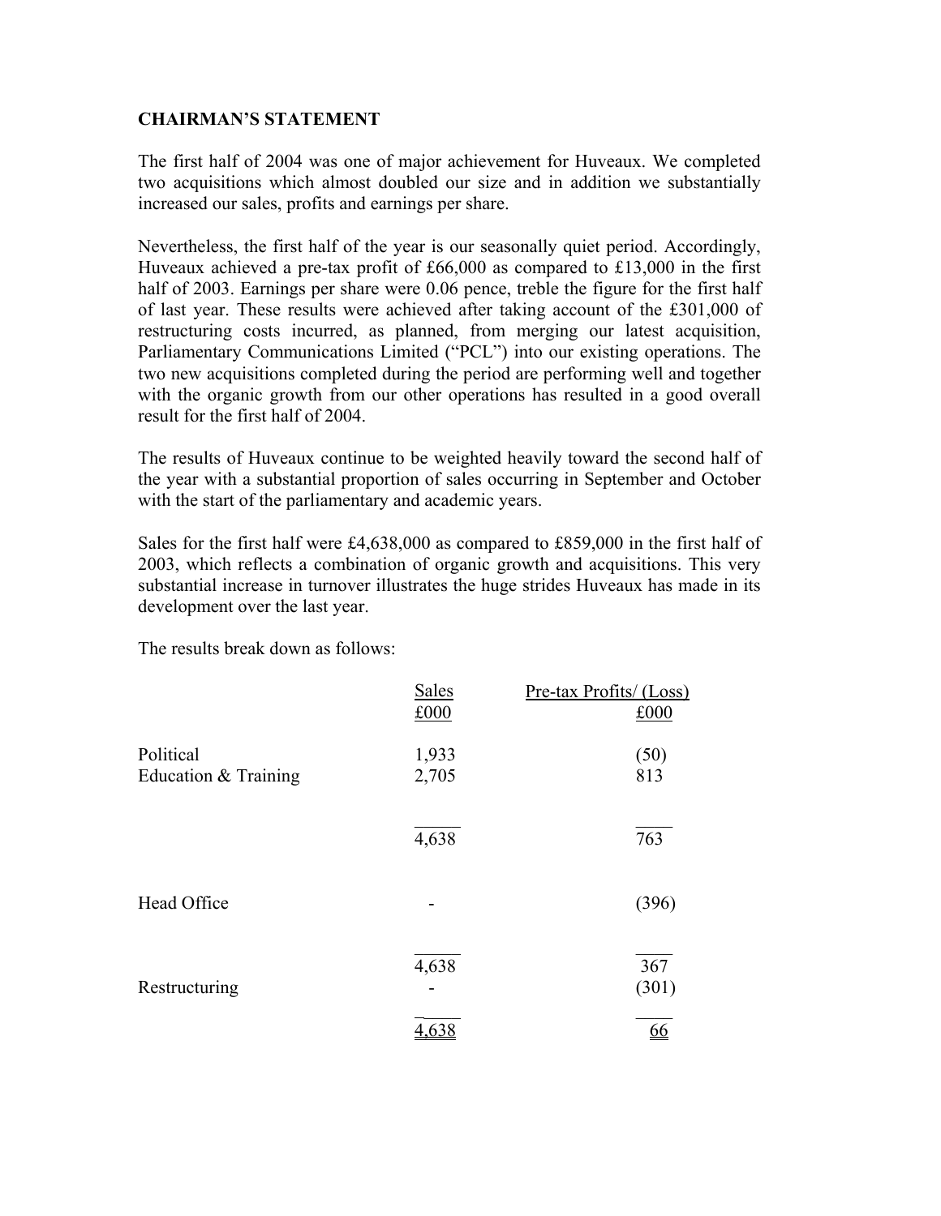## CHAIRMAN'S STATEMENT

The first half of 2004 was one of major achievement for Huveaux. We completed two acquisitions which almost doubled our size and in addition we substantially increased our sales, profits and earnings per share.

Nevertheless, the first half of the year is our seasonally quiet period. Accordingly, Huveaux achieved a pre-tax profit of £66,000 as compared to £13,000 in the first half of 2003. Earnings per share were 0.06 pence, treble the figure for the first half of last year. These results were achieved after taking account of the £301,000 of restructuring costs incurred, as planned, from merging our latest acquisition, Parliamentary Communications Limited ("PCL") into our existing operations. The two new acquisitions completed during the period are performing well and together with the organic growth from our other operations has resulted in a good overall result for the first half of 2004.

The results of Huveaux continue to be weighted heavily toward the second half of the year with a substantial proportion of sales occurring in September and October with the start of the parliamentary and academic years.

Sales for the first half were £4,638,000 as compared to £859,000 in the first half of 2003, which reflects a combination of organic growth and acquisitions. This very substantial increase in turnover illustrates the huge strides Huveaux has made in its development over the last year.

The results break down as follows:

| | Sales<br>£000 | Pre-tax Profits/ (Loss)<br>£000 |
|---|---|---|
| Political | 1,933 | (50) |
| Education & Training | 2,705 | 813 |
| | 4,638 | 763 |
| Head Office | - | (396) |
| | 4,638 | 367 |
| Restructuring | - | (301) |
| | 4,638 | 66 |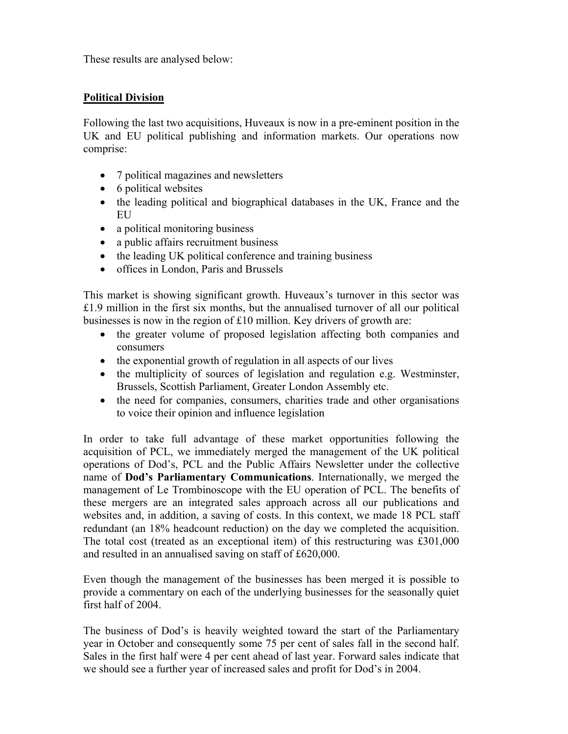These results are analysed below:

**Political Division**

Following the last two acquisitions, Huveaux is now in a pre-eminent position in the UK and EU political publishing and information markets. Our operations now comprise:

- 7 political magazines and newsletters
- 6 political websites
- the leading political and biographical databases in the UK, France and the EU
- a political monitoring business
- a public affairs recruitment business
- the leading UK political conference and training business
- offices in London, Paris and Brussels

This market is showing significant growth. Huveaux's turnover in this sector was £1.9 million in the first six months, but the annualised turnover of all our political businesses is now in the region of £10 million. Key drivers of growth are:

- the greater volume of proposed legislation affecting both companies and consumers
- the exponential growth of regulation in all aspects of our lives
- the multiplicity of sources of legislation and regulation e.g. Westminster, Brussels, Scottish Parliament, Greater London Assembly etc.
- the need for companies, consumers, charities trade and other organisations to voice their opinion and influence legislation

In order to take full advantage of these market opportunities following the acquisition of PCL, we immediately merged the management of the UK political operations of Dod's, PCL and the Public Affairs Newsletter under the collective name of **Dod's Parliamentary Communications**. Internationally, we merged the management of Le Trombinoscope with the EU operation of PCL. The benefits of these mergers are an integrated sales approach across all our publications and websites and, in addition, a saving of costs. In this context, we made 18 PCL staff redundant (an 18% headcount reduction) on the day we completed the acquisition. The total cost (treated as an exceptional item) of this restructuring was £301,000 and resulted in an annualised saving on staff of £620,000.

Even though the management of the businesses has been merged it is possible to provide a commentary on each of the underlying businesses for the seasonally quiet first half of 2004.

The business of Dod's is heavily weighted toward the start of the Parliamentary year in October and consequently some 75 per cent of sales fall in the second half. Sales in the first half were 4 per cent ahead of last year. Forward sales indicate that we should see a further year of increased sales and profit for Dod's in 2004.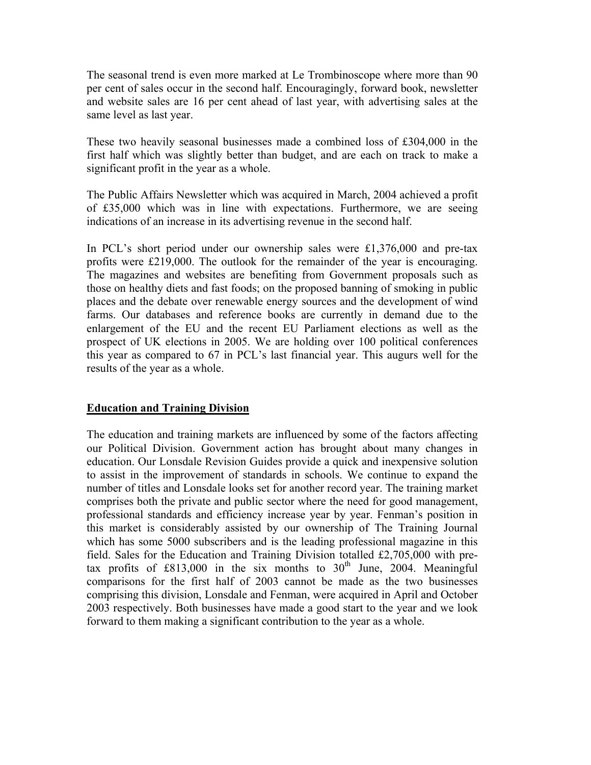The seasonal trend is even more marked at Le Trombinoscope where more than 90 per cent of sales occur in the second half. Encouragingly, forward book, newsletter and website sales are 16 per cent ahead of last year, with advertising sales at the same level as last year.

These two heavily seasonal businesses made a combined loss of £304,000 in the first half which was slightly better than budget, and are each on track to make a significant profit in the year as a whole.

The Public Affairs Newsletter which was acquired in March, 2004 achieved a profit of £35,000 which was in line with expectations. Furthermore, we are seeing indications of an increase in its advertising revenue in the second half.

In PCL's short period under our ownership sales were £1,376,000 and pre-tax profits were £219,000. The outlook for the remainder of the year is encouraging. The magazines and websites are benefiting from Government proposals such as those on healthy diets and fast foods; on the proposed banning of smoking in public places and the debate over renewable energy sources and the development of wind farms. Our databases and reference books are currently in demand due to the enlargement of the EU and the recent EU Parliament elections as well as the prospect of UK elections in 2005. We are holding over 100 political conferences this year as compared to 67 in PCL's last financial year. This augurs well for the results of the year as a whole.

## Education and Training Division

The education and training markets are influenced by some of the factors affecting our Political Division. Government action has brought about many changes in education. Our Lonsdale Revision Guides provide a quick and inexpensive solution to assist in the improvement of standards in schools. We continue to expand the number of titles and Lonsdale looks set for another record year. The training market comprises both the private and public sector where the need for good management, professional standards and efficiency increase year by year. Fenman's position in this market is considerably assisted by our ownership of The Training Journal which has some 5000 subscribers and is the leading professional magazine in this field. Sales for the Education and Training Division totalled £2,705,000 with pre-tax profits of £813,000 in the six months to 30th June, 2004. Meaningful comparisons for the first half of 2003 cannot be made as the two businesses comprising this division, Lonsdale and Fenman, were acquired in April and October 2003 respectively. Both businesses have made a good start to the year and we look forward to them making a significant contribution to the year as a whole.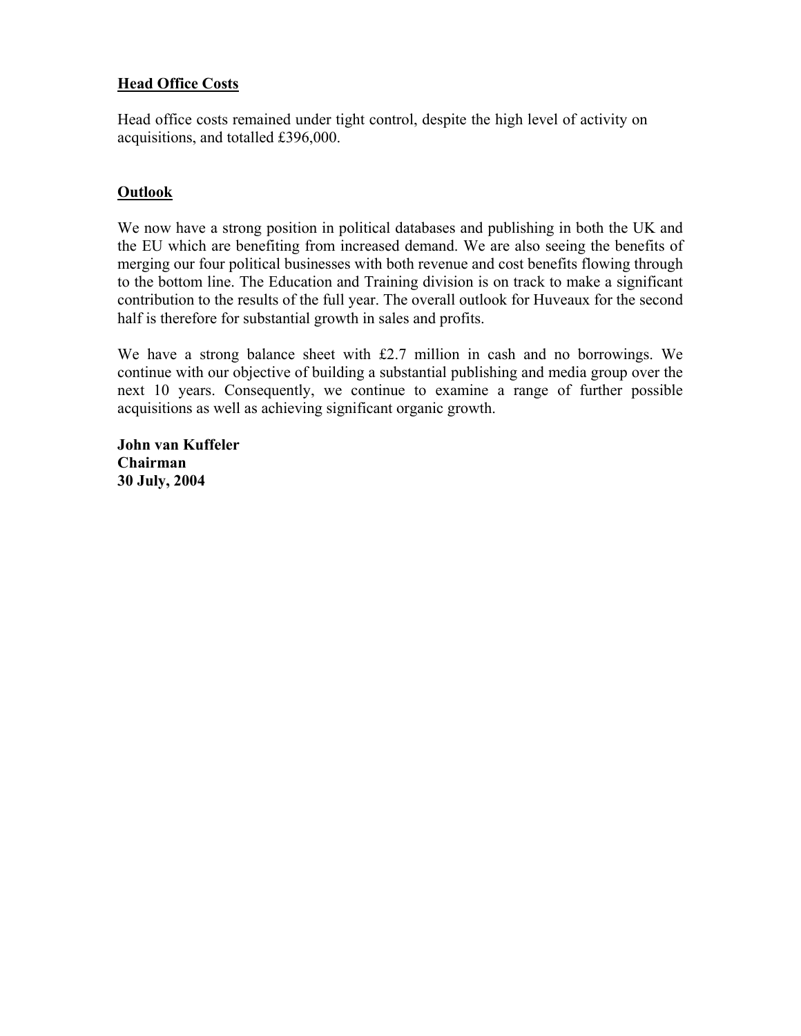## Head Office Costs

Head office costs remained under tight control, despite the high level of activity on acquisitions, and totalled £396,000.

## Outlook

We now have a strong position in political databases and publishing in both the UK and the EU which are benefiting from increased demand. We are also seeing the benefits of merging our four political businesses with both revenue and cost benefits flowing through to the bottom line. The Education and Training division is on track to make a significant contribution to the results of the full year. The overall outlook for Huveaux for the second half is therefore for substantial growth in sales and profits.

We have a strong balance sheet with £2.7 million in cash and no borrowings. We continue with our objective of building a substantial publishing and media group over the next 10 years. Consequently, we continue to examine a range of further possible acquisitions as well as achieving significant organic growth.

**John van Kuffeler**
**Chairman**
**30 July, 2004**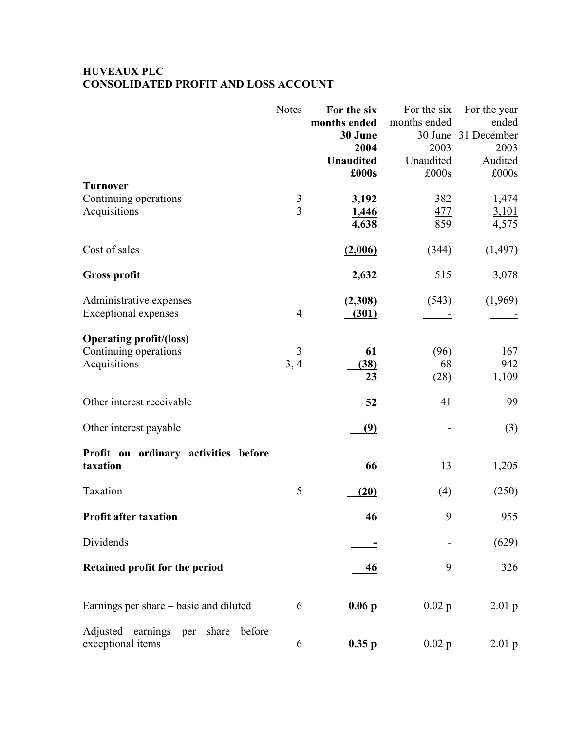# HUVEAUX PLC
## CONSOLIDATED PROFIT AND LOSS ACCOUNT

| | Notes | **For the six months ended 30 June 2004 Unaudited £000s** | For the six months ended 30 June 2003 Unaudited £000s | For the year ended 31 December 2003 Audited £000s |
|---|---|---|---|---|
| **Turnover** | | | | |
| Continuing operations | 3 | **3,192** | 382 | 1,474 |
| Acquisitions | 3 | **1,446** | 477 | 3,101 |
| | | **4,638** | 859 | 4,575 |
| Cost of sales | | **(2,006)** | (344) | (1,497) |
| **Gross profit** | | **2,632** | 515 | 3,078 |
| Administrative expenses | | **(2,308)** | (543) | (1,969) |
| Exceptional expenses | 4 | **(301)** | - | - |
| **Operating profit/(loss)** | | | | |
| Continuing operations | 3 | **61** | (96) | 167 |
| Acquisitions | 3, 4 | **(38)** | 68 | 942 |
| | | **23** | (28) | 1,109 |
| Other interest receivable | | **52** | 41 | 99 |
| Other interest payable | | **(9)** | - | (3) |
| **Profit on ordinary activities before taxation** | | **66** | 13 | 1,205 |
| Taxation | 5 | **(20)** | (4) | (250) |
| **Profit after taxation** | | **46** | 9 | 955 |
| Dividends | | **-** | - | (629) |
| **Retained profit for the period** | | **46** | 9 | 326 |
| Earnings per share – basic and diluted | 6 | **0.06 p** | 0.02 p | 2.01 p |
| Adjusted earnings per share before exceptional items | 6 | **0.35 p** | 0.02 p | 2.01 p |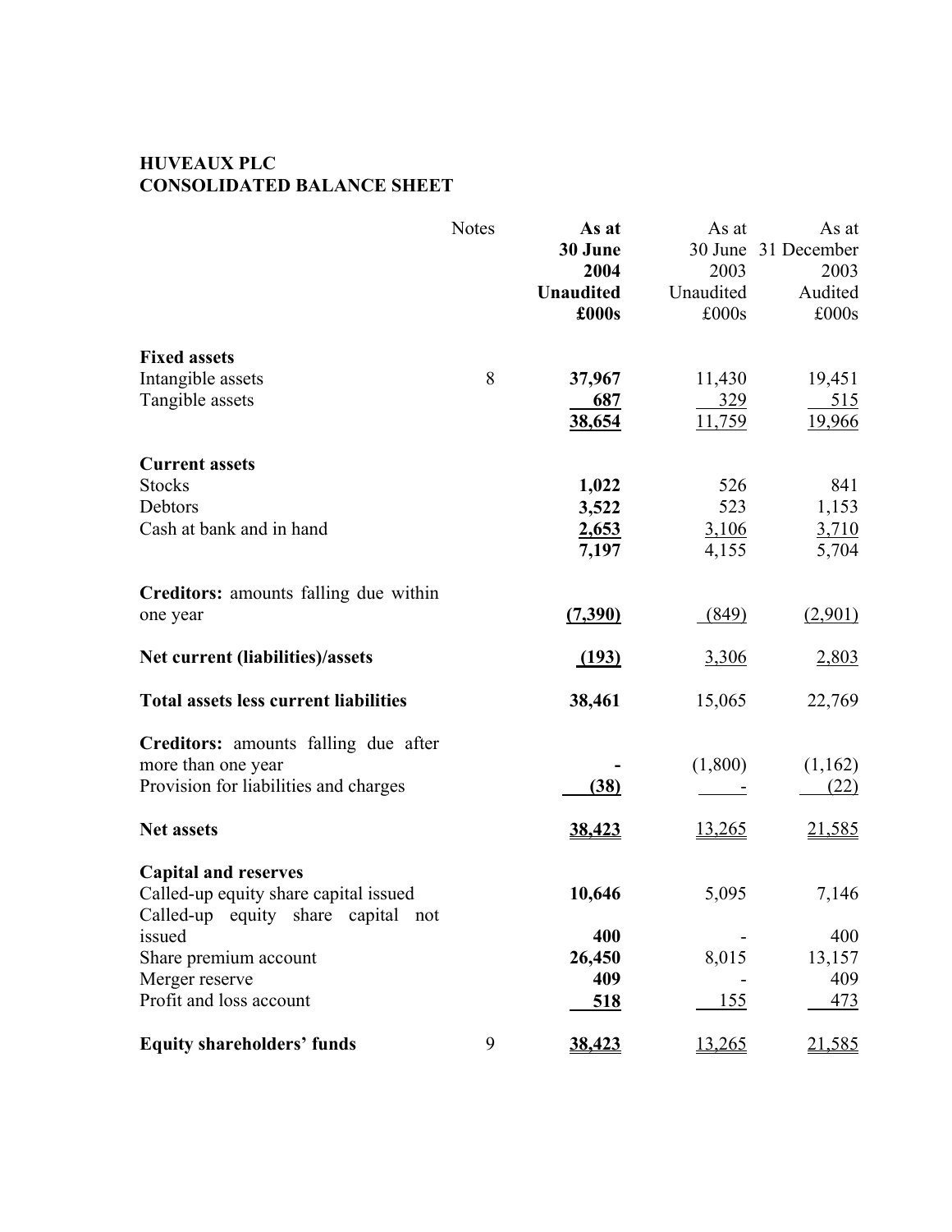**HUVEAUX PLC**
**CONSOLIDATED BALANCE SHEET**

| | Notes | **As at 30 June 2004 Unaudited £000s** | As at 30 June 2003 Unaudited £000s | As at 31 December 2003 Audited £000s |
|---|---|---|---|---|
| **Fixed assets** | | | | |
| Intangible assets | 8 | **37,967** | 11,430 | 19,451 |
| Tangible assets | | **687** | 329 | 515 |
| | | **38,654** | 11,759 | 19,966 |
| **Current assets** | | | | |
| Stocks | | **1,022** | 526 | 841 |
| Debtors | | **3,522** | 523 | 1,153 |
| Cash at bank and in hand | | **2,653** | 3,106 | 3,710 |
| | | **7,197** | 4,155 | 5,704 |
| **Creditors:** amounts falling due within one year | | **(7,390)** | (849) | (2,901) |
| **Net current (liabilities)/assets** | | **(193)** | 3,306 | 2,803 |
| **Total assets less current liabilities** | | **38,461** | 15,065 | 22,769 |
| **Creditors:** amounts falling due after more than one year | | **-** | (1,800) | (1,162) |
| Provision for liabilities and charges | | **(38)** | - | (22) |
| **Net assets** | | **38,423** | 13,265 | 21,585 |
| **Capital and reserves** | | | | |
| Called-up equity share capital issued | | **10,646** | 5,095 | 7,146 |
| Called-up equity share capital not issued | | **400** | - | 400 |
| Share premium account | | **26,450** | 8,015 | 13,157 |
| Merger reserve | | **409** | - | 409 |
| Profit and loss account | | **518** | 155 | 473 |
| **Equity shareholders' funds** | 9 | **38,423** | 13,265 | 21,585 |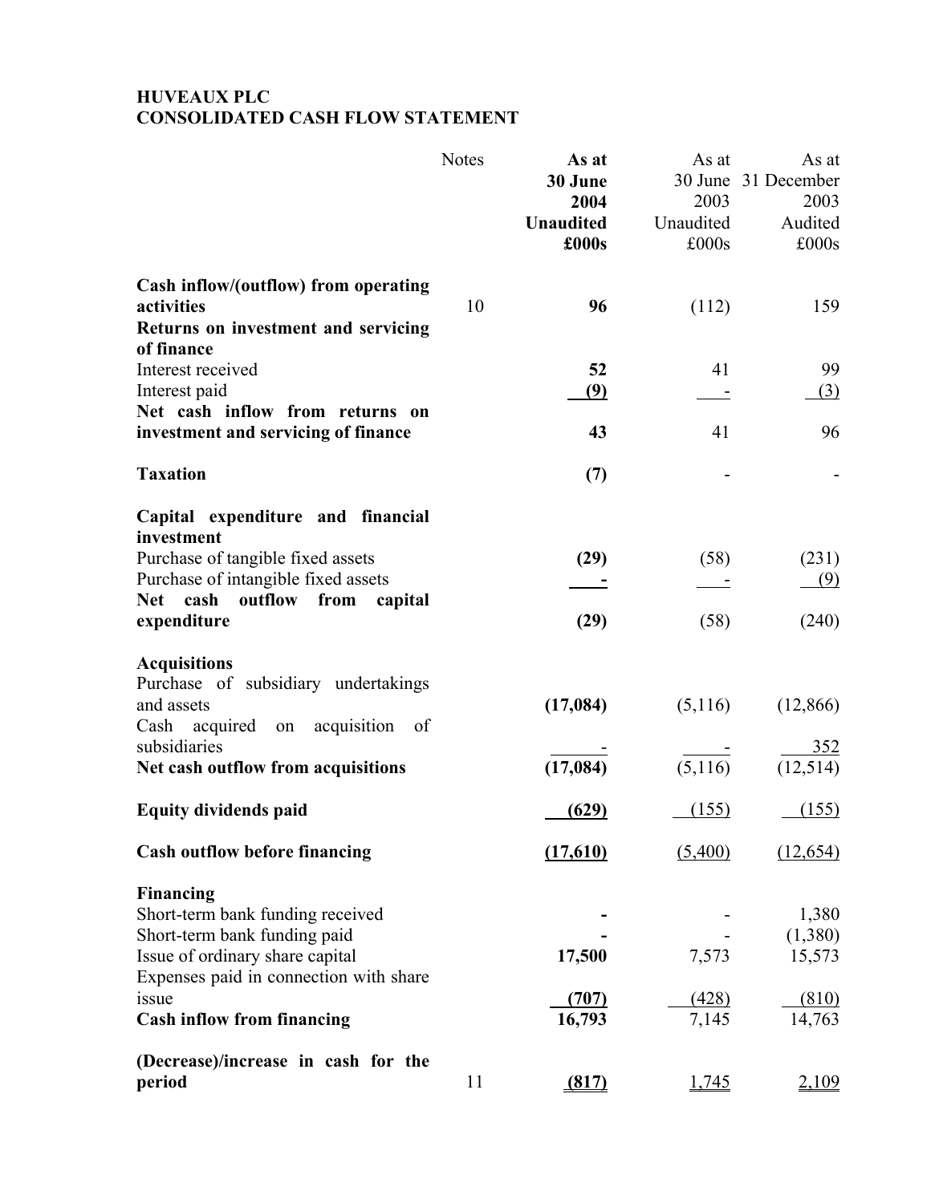**HUVEAUX PLC**
**CONSOLIDATED CASH FLOW STATEMENT**

| | Notes | **As at 30 June 2004 Unaudited £000s** | As at 30 June 2003 Unaudited £000s | As at 31 December 2003 Audited £000s |
|---|---|---|---|---|
| **Cash inflow/(outflow) from operating activities** | 10 | **96** | (112) | 159 |
| **Returns on investment and servicing of finance** | | | | |
| Interest received | | **52** | 41 | 99 |
| Interest paid | | **(9)** | - | (3) |
| **Net cash inflow from returns on investment and servicing of finance** | | **43** | 41 | 96 |
| **Taxation** | | **(7)** | - | - |
| **Capital expenditure and financial investment** | | | | |
| Purchase of tangible fixed assets | | **(29)** | (58) | (231) |
| Purchase of intangible fixed assets | | **-** | - | (9) |
| **Net cash outflow from capital expenditure** | | **(29)** | (58) | (240) |
| **Acquisitions** | | | | |
| Purchase of subsidiary undertakings and assets | | **(17,084)** | (5,116) | (12,866) |
| Cash acquired on acquisition of subsidiaries | | **-** | - | 352 |
| **Net cash outflow from acquisitions** | | **(17,084)** | (5,116) | (12,514) |
| **Equity dividends paid** | | **(629)** | (155) | (155) |
| **Cash outflow before financing** | | **(17,610)** | (5,400) | (12,654) |
| **Financing** | | | | |
| Short-term bank funding received | | **-** | - | 1,380 |
| Short-term bank funding paid | | **-** | - | (1,380) |
| Issue of ordinary share capital | | **17,500** | 7,573 | 15,573 |
| Expenses paid in connection with share issue | | **(707)** | (428) | (810) |
| **Cash inflow from financing** | | **16,793** | 7,145 | 14,763 |
| **(Decrease)/increase in cash for the period** | 11 | **(817)** | 1,745 | 2,109 |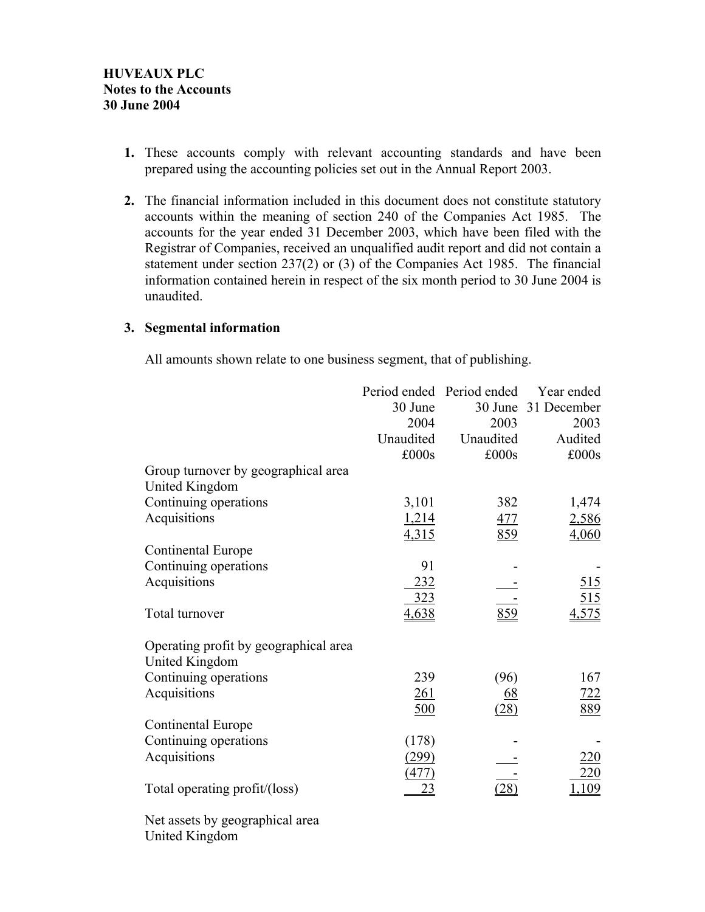**HUVEAUX PLC**
**Notes to the Accounts**
**30 June 2004**

1. These accounts comply with relevant accounting standards and have been prepared using the accounting policies set out in the Annual Report 2003.

2. The financial information included in this document does not constitute statutory accounts within the meaning of section 240 of the Companies Act 1985. The accounts for the year ended 31 December 2003, which have been filed with the Registrar of Companies, received an unqualified audit report and did not contain a statement under section 237(2) or (3) of the Companies Act 1985. The financial information contained herein in respect of the six month period to 30 June 2004 is unaudited.

3. **Segmental information**

   All amounts shown relate to one business segment, that of publishing.

| | Period ended 30 June 2004 Unaudited £000s | Period ended 30 June 2003 Unaudited £000s | Year ended 31 December 2003 Audited £000s |
|---|---|---|---|
| Group turnover by geographical area | | | |
| United Kingdom | | | |
| Continuing operations | 3,101 | 382 | 1,474 |
| Acquisitions | 1,214 | 477 | 2,586 |
| | 4,315 | 859 | 4,060 |
| Continental Europe | | | |
| Continuing operations | 91 | - | - |
| Acquisitions | 232 | - | 515 |
| | 323 | - | 515 |
| Total turnover | 4,638 | 859 | 4,575 |
| | | | |
| Operating profit by geographical area | | | |
| United Kingdom | | | |
| Continuing operations | 239 | (96) | 167 |
| Acquisitions | 261 | 68 | 722 |
| | 500 | (28) | 889 |
| Continental Europe | | | |
| Continuing operations | (178) | - | - |
| Acquisitions | (299) | - | 220 |
| | (477) | - | 220 |
| Total operating profit/(loss) | 23 | (28) | 1,109 |

Net assets by geographical area
United Kingdom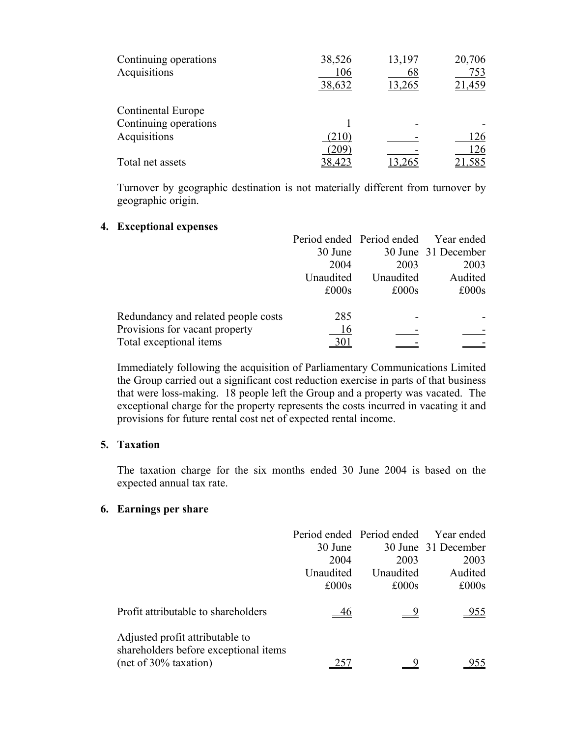| | | | |
|---|---|---|---|
| Continuing operations | 38,526 | 13,197 | 20,706 |
| Acquisitions | 106 | 68 | 753 |
| | 38,632 | 13,265 | 21,459 |
| | | | |
| Continental Europe | | | |
| Continuing operations | 1 | - | - |
| Acquisitions | (210) | - | 126 |
| | (209) | - | 126 |
| Total net assets | 38,423 | 13,265 | 21,585 |

Turnover by geographic destination is not materially different from turnover by geographic origin.

**4. Exceptional expenses**

| | Period ended 30 June 2004 Unaudited £000s | Period ended 30 June 2003 Unaudited £000s | Year ended 31 December 2003 Audited £000s |
|---|---|---|---|
| Redundancy and related people costs | 285 | - | - |
| Provisions for vacant property | 16 | - | - |
| Total exceptional items | 301 | - | - |

Immediately following the acquisition of Parliamentary Communications Limited the Group carried out a significant cost reduction exercise in parts of that business that were loss-making. 18 people left the Group and a property was vacated. The exceptional charge for the property represents the costs incurred in vacating it and provisions for future rental cost net of expected rental income.

**5. Taxation**

The taxation charge for the six months ended 30 June 2004 is based on the expected annual tax rate.

**6. Earnings per share**

| | Period ended 30 June 2004 Unaudited £000s | Period ended 30 June 2003 Unaudited £000s | Year ended 31 December 2003 Audited £000s |
|---|---|---|---|
| Profit attributable to shareholders | 46 | 9 | 955 |
| Adjusted profit attributable to shareholders before exceptional items (net of 30% taxation) | 257 | 9 | 955 |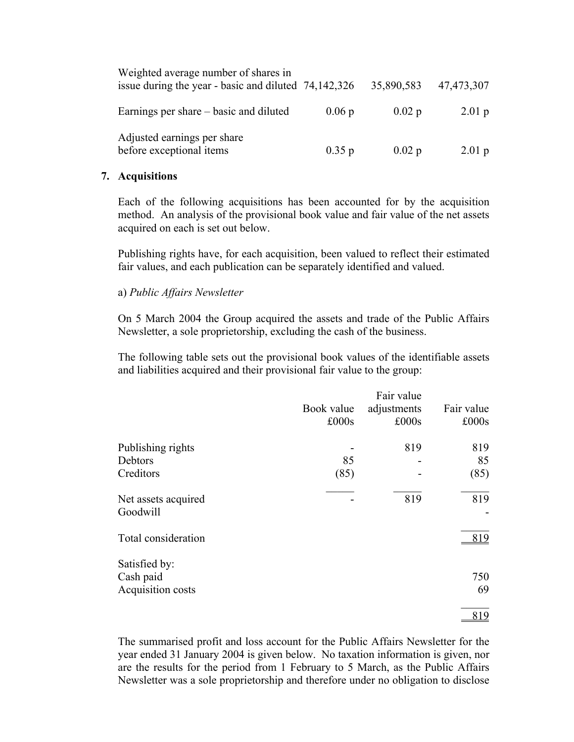| | | | |
|---|---|---|---|
| Weighted average number of shares in issue during the year - basic and diluted | 74,142,326 | 35,890,583 | 47,473,307 |
| Earnings per share – basic and diluted | 0.06 p | 0.02 p | 2.01 p |
| Adjusted earnings per share before exceptional items | 0.35 p | 0.02 p | 2.01 p |

## 7. Acquisitions

Each of the following acquisitions has been accounted for by the acquisition method. An analysis of the provisional book value and fair value of the net assets acquired on each is set out below.

Publishing rights have, for each acquisition, been valued to reflect their estimated fair values, and each publication can be separately identified and valued.

a) *Public Affairs Newsletter*

On 5 March 2004 the Group acquired the assets and trade of the Public Affairs Newsletter, a sole proprietorship, excluding the cash of the business.

The following table sets out the provisional book values of the identifiable assets and liabilities acquired and their provisional fair value to the group:

| | Book value £000s | Fair value adjustments £000s | Fair value £000s |
|---|---|---|---|
| Publishing rights | - | 819 | 819 |
| Debtors | 85 | - | 85 |
| Creditors | (85) | - | (85) |
| Net assets acquired | - | 819 | 819 |
| Goodwill | | | - |
| Total consideration | | | 819 |
| Satisfied by: | | | |
| Cash paid | | | 750 |
| Acquisition costs | | | 69 |
| | | | 819 |

The summarised profit and loss account for the Public Affairs Newsletter for the year ended 31 January 2004 is given below. No taxation information is given, nor are the results for the period from 1 February to 5 March, as the Public Affairs Newsletter was a sole proprietorship and therefore under no obligation to disclose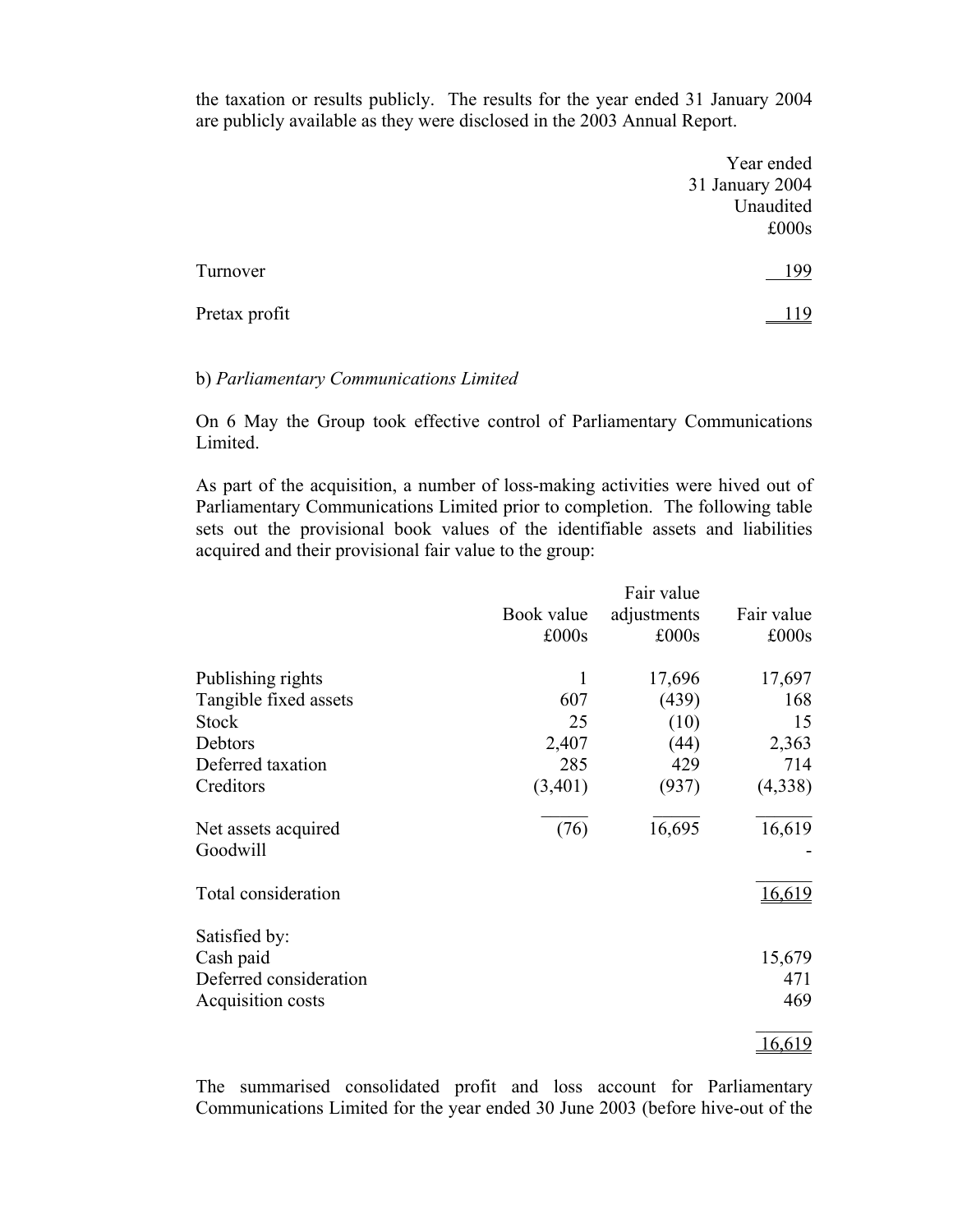the taxation or results publicly. The results for the year ended 31 January 2004 are publicly available as they were disclosed in the 2003 Annual Report.

| | Year ended 31 January 2004 Unaudited £000s |
|---|---|
| Turnover | 199 |
| Pretax profit | 119 |

b) *Parliamentary Communications Limited*

On 6 May the Group took effective control of Parliamentary Communications Limited.

As part of the acquisition, a number of loss-making activities were hived out of Parliamentary Communications Limited prior to completion. The following table sets out the provisional book values of the identifiable assets and liabilities acquired and their provisional fair value to the group:

| | Book value £000s | Fair value adjustments £000s | Fair value £000s |
|---|---|---|---|
| Publishing rights | 1 | 17,696 | 17,697 |
| Tangible fixed assets | 607 | (439) | 168 |
| Stock | 25 | (10) | 15 |
| Debtors | 2,407 | (44) | 2,363 |
| Deferred taxation | 285 | 429 | 714 |
| Creditors | (3,401) | (937) | (4,338) |
| Net assets acquired | (76) | 16,695 | 16,619 |
| Goodwill | | | - |
| Total consideration | | | 16,619 |
| Satisfied by: | | | |
| Cash paid | | | 15,679 |
| Deferred consideration | | | 471 |
| Acquisition costs | | | 469 |
| | | | 16,619 |

The summarised consolidated profit and loss account for Parliamentary Communications Limited for the year ended 30 June 2003 (before hive-out of the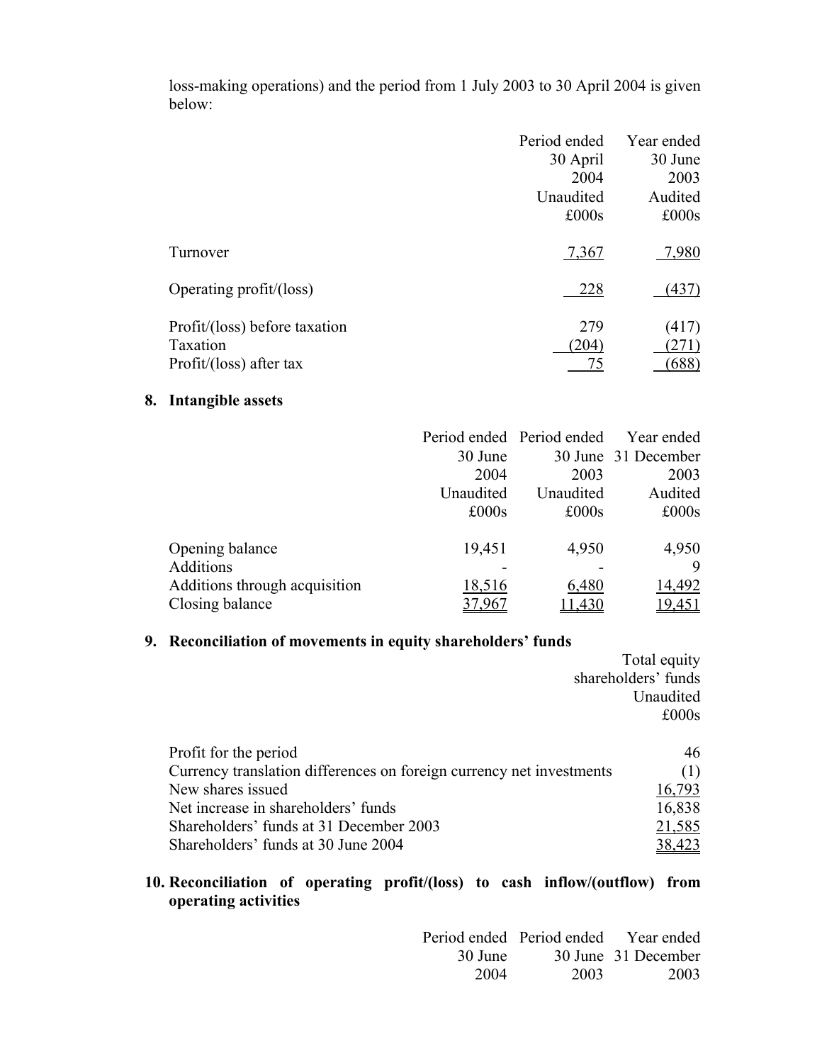loss-making operations) and the period from 1 July 2003 to 30 April 2004 is given below:

| | Period ended 30 April 2004 Unaudited £000s | Year ended 30 June 2003 Audited £000s |
|---|---|---|
| Turnover | 7,367 | 7,980 |
| Operating profit/(loss) | 228 | (437) |
| Profit/(loss) before taxation | 279 | (417) |
| Taxation | (204) | (271) |
| Profit/(loss) after tax | 75 | (688) |

## 8. Intangible assets

| | Period ended 30 June 2004 Unaudited £000s | Period ended 30 June 2003 Unaudited £000s | Year ended 31 December 2003 Audited £000s |
|---|---|---|---|
| Opening balance | 19,451 | 4,950 | 4,950 |
| Additions | - | - | 9 |
| Additions through acquisition | 18,516 | 6,480 | 14,492 |
| Closing balance | 37,967 | 11,430 | 19,451 |

## 9. Reconciliation of movements in equity shareholders' funds

| | Total equity shareholders' funds Unaudited £000s |
|---|---|
| Profit for the period | 46 |
| Currency translation differences on foreign currency net investments | (1) |
| New shares issued | 16,793 |
| Net increase in shareholders' funds | 16,838 |
| Shareholders' funds at 31 December 2003 | 21,585 |
| Shareholders' funds at 30 June 2004 | 38,423 |

## 10. Reconciliation of operating profit/(loss) to cash inflow/(outflow) from operating activities

| | Period ended 30 June 2004 | Period ended 30 June 2003 | Year ended 31 December 2003 |
|---|---|---|---|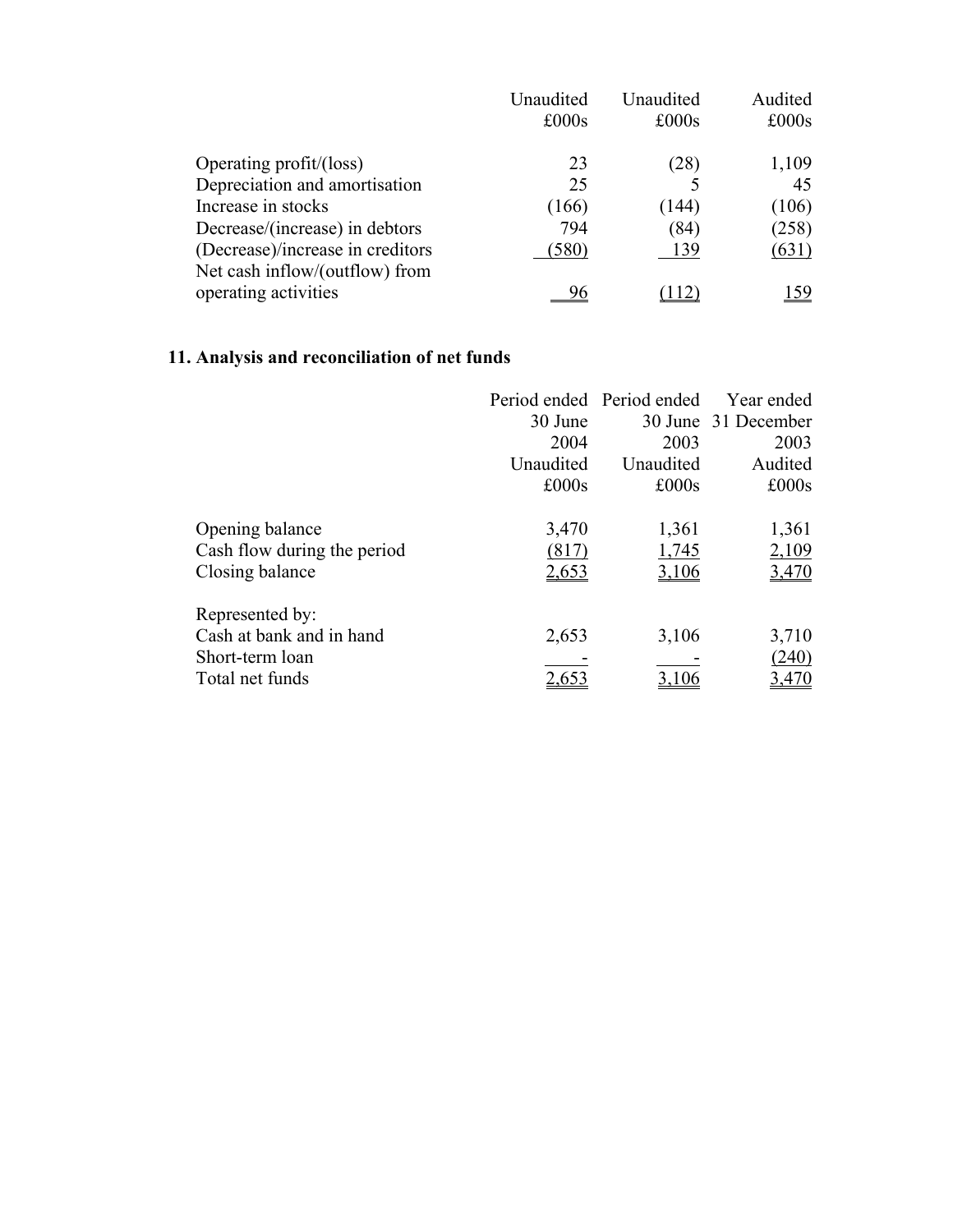| | Unaudited £000s | Unaudited £000s | Audited £000s |
|---|---|---|---|
| Operating profit/(loss) | 23 | (28) | 1,109 |
| Depreciation and amortisation | 25 | 5 | 45 |
| Increase in stocks | (166) | (144) | (106) |
| Decrease/(increase) in debtors | 794 | (84) | (258) |
| (Decrease)/increase in creditors | (580) | 139 | (631) |
| Net cash inflow/(outflow) from operating activities | 96 | (112) | 159 |

## 11. Analysis and reconciliation of net funds

| | Period ended 30 June 2004 Unaudited £000s | Period ended 30 June 2003 Unaudited £000s | Year ended 31 December 2003 Audited £000s |
|---|---|---|---|
| Opening balance | 3,470 | 1,361 | 1,361 |
| Cash flow during the period | (817) | 1,745 | 2,109 |
| Closing balance | 2,653 | 3,106 | 3,470 |
| | | | |
| Represented by: | | | |
| Cash at bank and in hand | 2,653 | 3,106 | 3,710 |
| Short-term loan | - | - | (240) |
| Total net funds | 2,653 | 3,106 | 3,470 |